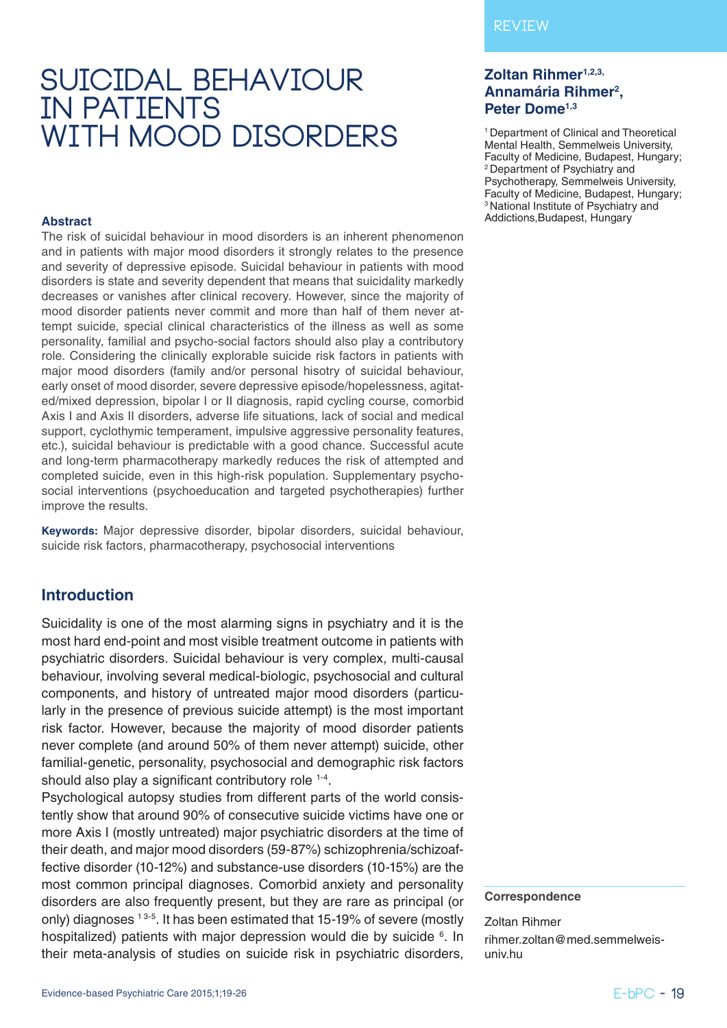REVIEW

# SUICIDAL BEHAVIOUR IN PATIENTS WITH MOOD DISORDERS

**Zoltan Rihmer[1,2,3], Annamária Rihmer[2], Peter Dome[1,3]**

[1] Department of Clinical and Theoretical Mental Health, Semmelweis University, Faculty of Medicine, Budapest, Hungary; [2] Department of Psychiatry and Psychotherapy, Semmelweis University, Faculty of Medicine, Budapest, Hungary; [3] National Institute of Psychiatry and Addictions,Budapest, Hungary

### Abstract

The risk of suicidal behaviour in mood disorders is an inherent phenomenon and in patients with major mood disorders it strongly relates to the presence and severity of depressive episode. Suicidal behaviour in patients with mood disorders is state and severity dependent that means that suicidality markedly decreases or vanishes after clinical recovery. However, since the majority of mood disorder patients never commit and more than half of them never attempt suicide, special clinical characteristics of the illness as well as some personality, familial and psycho-social factors should also play a contributory role. Considering the clinically explorable suicide risk factors in patients with major mood disorders (family and/or personal hisotry of suicidal behaviour, early onset of mood disorder, severe depressive episode/hopelessness, agitated/mixed depression, bipolar I or II diagnosis, rapid cycling course, comorbid Axis I and Axis II disorders, adverse life situations, lack of social and medical support, cyclothymic temperament, impulsive aggressive personality features, etc.), suicidal behaviour is predictable with a good chance. Successful acute and long-term pharmacotherapy markedly reduces the risk of attempted and completed suicide, even in this high-risk population. Supplementary psychosocial interventions (psychoeducation and targeted psychotherapies) further improve the results.

**Keywords:** Major depressive disorder, bipolar disorders, suicidal behaviour, suicide risk factors, pharmacotherapy, psychosocial interventions

## Introduction

Suicidality is one of the most alarming signs in psychiatry and it is the most hard end-point and most visible treatment outcome in patients with psychiatric disorders. Suicidal behaviour is very complex, multi-causal behaviour, involving several medical-biologic, psychosocial and cultural components, and history of untreated major mood disorders (particularly in the presence of previous suicide attempt) is the most important risk factor. However, because the majority of mood disorder patients never complete (and around 50% of them never attempt) suicide, other familial-genetic, personality, psychosocial and demographic risk factors should also play a significant contributory role [1-4].

Psychological autopsy studies from different parts of the world consistently show that around 90% of consecutive suicide victims have one or more Axis I (mostly untreated) major psychiatric disorders at the time of their death, and major mood disorders (59-87%) schizophrenia/schizoaffective disorder (10-12%) and substance-use disorders (10-15%) are the most common principal diagnoses. Comorbid anxiety and personality disorders are also frequently present, but they are rare as principal (or only) diagnoses [1 3-5]. It has been estimated that 15-19% of severe (mostly hospitalized) patients with major depression would die by suicide [6]. In their meta-analysis of studies on suicide risk in psychiatric disorders,

**Correspondence**

Zoltan Rihmer
rihmer.zoltan@med.semmelweis-univ.hu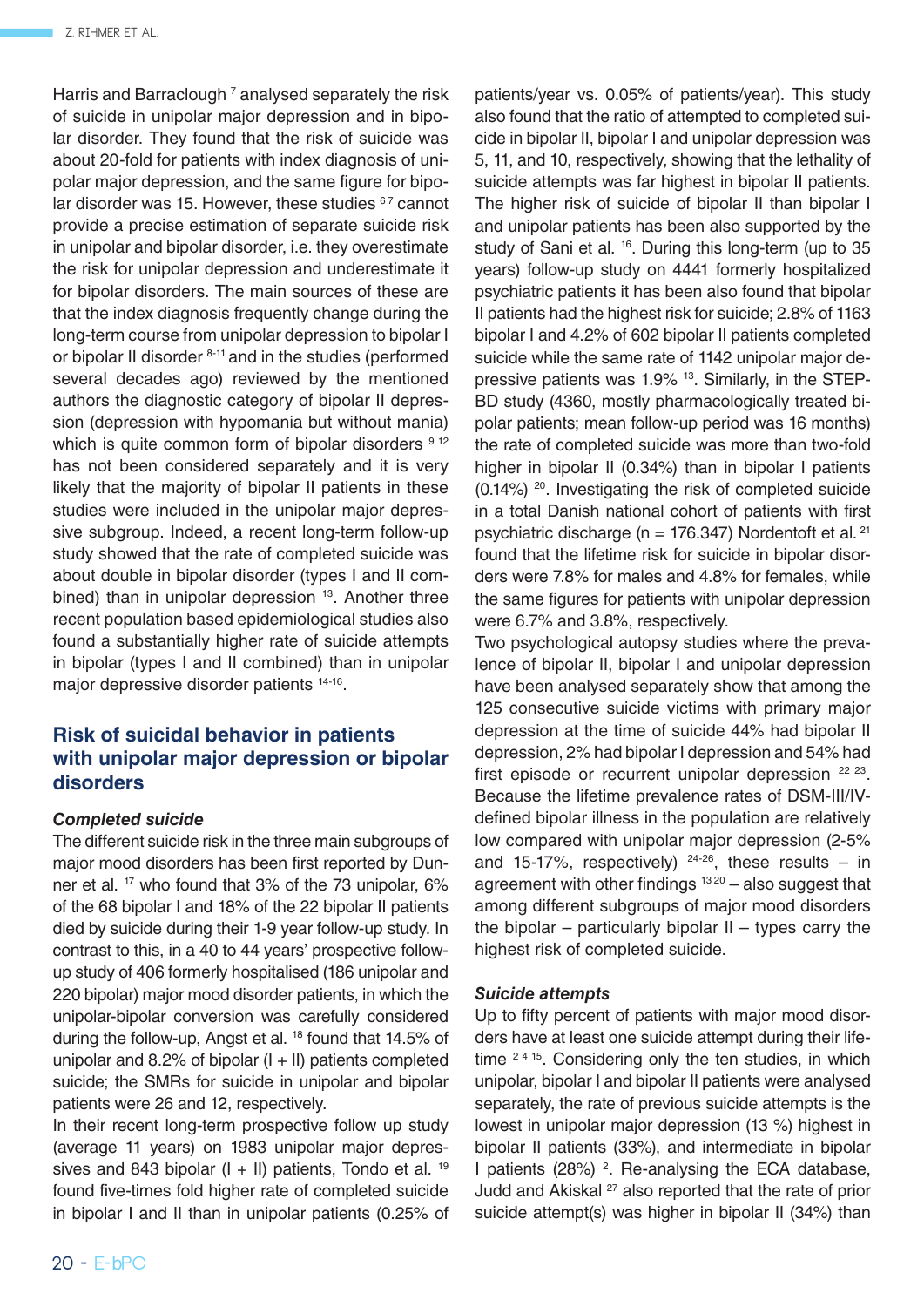Harris and Barraclough [7] analysed separately the risk of suicide in unipolar major depression and in bipolar disorder. They found that the risk of suicide was about 20-fold for patients with index diagnosis of unipolar major depression, and the same figure for bipolar disorder was 15. However, these studies [6 7] cannot provide a precise estimation of separate suicide risk in unipolar and bipolar disorder, i.e. they overestimate the risk for unipolar depression and underestimate it for bipolar disorders. The main sources of these are that the index diagnosis frequently change during the long-term course from unipolar depression to bipolar I or bipolar II disorder [8-11] and in the studies (performed several decades ago) reviewed by the mentioned authors the diagnostic category of bipolar II depression (depression with hypomania but without mania) which is quite common form of bipolar disorders [9 12] has not been considered separately and it is very likely that the majority of bipolar II patients in these studies were included in the unipolar major depressive subgroup. Indeed, a recent long-term follow-up study showed that the rate of completed suicide was about double in bipolar disorder (types I and II combined) than in unipolar depression [13]. Another three recent population based epidemiological studies also found a substantially higher rate of suicide attempts in bipolar (types I and II combined) than in unipolar major depressive disorder patients [14-16].

## Risk of suicidal behavior in patients with unipolar major depression or bipolar disorders

### *Completed suicide*

The different suicide risk in the three main subgroups of major mood disorders has been first reported by Dunner et al. [17] who found that 3% of the 73 unipolar, 6% of the 68 bipolar I and 18% of the 22 bipolar II patients died by suicide during their 1-9 year follow-up study. In contrast to this, in a 40 to 44 years' prospective follow-up study of 406 formerly hospitalised (186 unipolar and 220 bipolar) major mood disorder patients, in which the unipolar-bipolar conversion was carefully considered during the follow-up, Angst et al. [18] found that 14.5% of unipolar and 8.2% of bipolar (I + II) patients completed suicide; the SMRs for suicide in unipolar and bipolar patients were 26 and 12, respectively.

In their recent long-term prospective follow up study (average 11 years) on 1983 unipolar major depressives and 843 bipolar (I + II) patients, Tondo et al. [19] found five-times fold higher rate of completed suicide in bipolar I and II than in unipolar patients (0.25% of patients/year vs. 0.05% of patients/year). This study also found that the ratio of attempted to completed suicide in bipolar II, bipolar I and unipolar depression was 5, 11, and 10, respectively, showing that the lethality of suicide attempts was far highest in bipolar II patients. The higher risk of suicide of bipolar II than bipolar I and unipolar patients has been also supported by the study of Sani et al. [16]. During this long-term (up to 35 years) follow-up study on 4441 formerly hospitalized psychiatric patients it has been also found that bipolar II patients had the highest risk for suicide; 2.8% of 1163 bipolar I and 4.2% of 602 bipolar II patients completed suicide while the same rate of 1142 unipolar major depressive patients was 1.9% [13]. Similarly, in the STEP-BD study (4360, mostly pharmacologically treated bipolar patients; mean follow-up period was 16 months) the rate of completed suicide was more than two-fold higher in bipolar II (0.34%) than in bipolar I patients (0.14%) [20]. Investigating the risk of completed suicide in a total Danish national cohort of patients with first psychiatric discharge (n = 176.347) Nordentoft et al. [21] found that the lifetime risk for suicide in bipolar disorders were 7.8% for males and 4.8% for females, while the same figures for patients with unipolar depression were 6.7% and 3.8%, respectively.

Two psychological autopsy studies where the prevalence of bipolar II, bipolar I and unipolar depression have been analysed separately show that among the 125 consecutive suicide victims with primary major depression at the time of suicide 44% had bipolar II depression, 2% had bipolar I depression and 54% had first episode or recurrent unipolar depression [22 23]. Because the lifetime prevalence rates of DSM-III/IV-defined bipolar illness in the population are relatively low compared with unipolar major depression (2-5% and 15-17%, respectively) [24-26], these results – in agreement with other findings [13 20] – also suggest that among different subgroups of major mood disorders the bipolar – particularly bipolar II – types carry the highest risk of completed suicide.

### *Suicide attempts*

Up to fifty percent of patients with major mood disorders have at least one suicide attempt during their lifetime [2 4 15]. Considering only the ten studies, in which unipolar, bipolar I and bipolar II patients were analysed separately, the rate of previous suicide attempts is the lowest in unipolar major depression (13 %) highest in bipolar II patients (33%), and intermediate in bipolar I patients (28%) [2]. Re-analysing the ECA database, Judd and Akiskal [27] also reported that the rate of prior suicide attempt(s) was higher in bipolar II (34%) than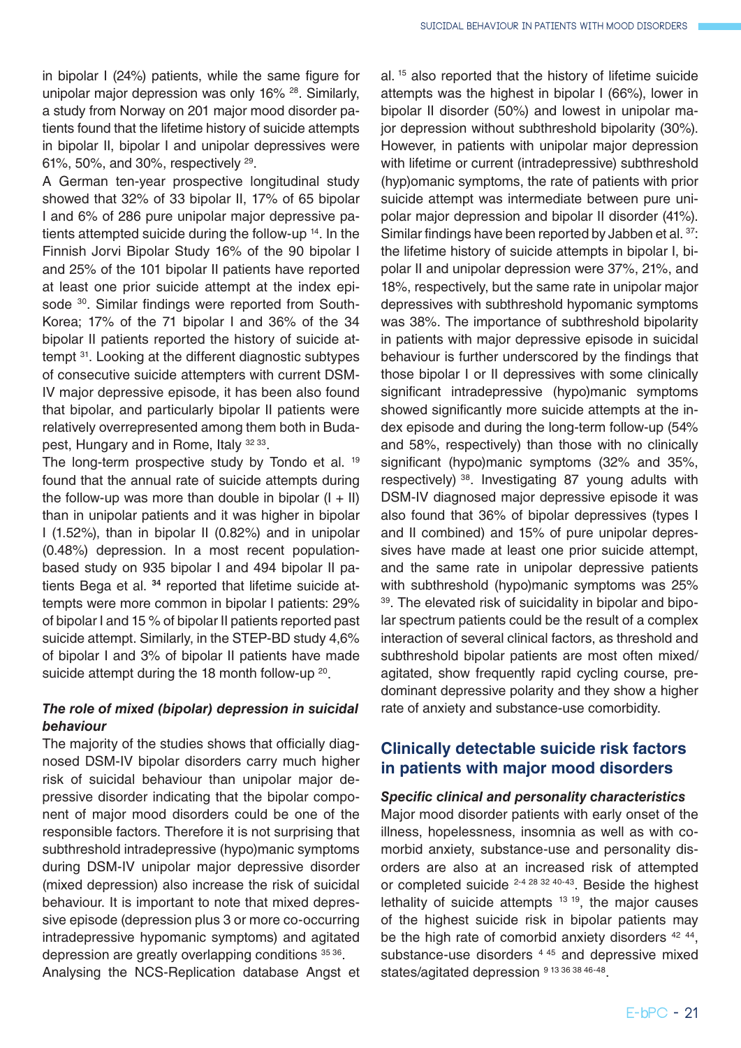in bipolar I (24%) patients, while the same figure for unipolar major depression was only 16% [28]. Similarly, a study from Norway on 201 major mood disorder patients found that the lifetime history of suicide attempts in bipolar II, bipolar I and unipolar depressives were 61%, 50%, and 30%, respectively [29].

A German ten-year prospective longitudinal study showed that 32% of 33 bipolar II, 17% of 65 bipolar I and 6% of 286 pure unipolar major depressive patients attempted suicide during the follow-up [14]. In the Finnish Jorvi Bipolar Study 16% of the 90 bipolar I and 25% of the 101 bipolar II patients have reported at least one prior suicide attempt at the index episode [30]. Similar findings were reported from South-Korea; 17% of the 71 bipolar I and 36% of the 34 bipolar II patients reported the history of suicide attempt [31]. Looking at the different diagnostic subtypes of consecutive suicide attempters with current DSM-IV major depressive episode, it has been also found that bipolar, and particularly bipolar II patients were relatively overrepresented among them both in Budapest, Hungary and in Rome, Italy [32 33].

The long-term prospective study by Tondo et al. [19] found that the annual rate of suicide attempts during the follow-up was more than double in bipolar (I + II) than in unipolar patients and it was higher in bipolar I (1.52%), than in bipolar II (0.82%) and in unipolar (0.48%) depression. In a most recent population-based study on 935 bipolar I and 494 bipolar II patients Bega et al. **[34]** reported that lifetime suicide attempts were more common in bipolar I patients: 29% of bipolar I and 15 % of bipolar II patients reported past suicide attempt. Similarly, in the STEP-BD study 4,6% of bipolar I and 3% of bipolar II patients have made suicide attempt during the 18 month follow-up [20].

### *The role of mixed (bipolar) depression in suicidal behaviour*

The majority of the studies shows that officially diagnosed DSM-IV bipolar disorders carry much higher risk of suicidal behaviour than unipolar major depressive disorder indicating that the bipolar component of major mood disorders could be one of the responsible factors. Therefore it is not surprising that subthreshold intradepressive (hypo)manic symptoms during DSM-IV unipolar major depressive disorder (mixed depression) also increase the risk of suicidal behaviour. It is important to note that mixed depressive episode (depression plus 3 or more co-occurring intradepressive hypomanic symptoms) and agitated depression are greatly overlapping conditions [35 36].

Analysing the NCS-Replication database Angst et al. [15] also reported that the history of lifetime suicide attempts was the highest in bipolar I (66%), lower in bipolar II disorder (50%) and lowest in unipolar major depression without subthreshold bipolarity (30%). However, in patients with unipolar major depression with lifetime or current (intradepressive) subthreshold (hyp)omanic symptoms, the rate of patients with prior suicide attempt was intermediate between pure unipolar major depression and bipolar II disorder (41%). Similar findings have been reported by Jabben et al. [37]: the lifetime history of suicide attempts in bipolar I, bipolar II and unipolar depression were 37%, 21%, and 18%, respectively, but the same rate in unipolar major depressives with subthreshold hypomanic symptoms was 38%. The importance of subthreshold bipolarity in patients with major depressive episode in suicidal behaviour is further underscored by the findings that those bipolar I or II depressives with some clinically significant intradepressive (hypo)manic symptoms showed significantly more suicide attempts at the index episode and during the long-term follow-up (54% and 58%, respectively) than those with no clinically significant (hypo)manic symptoms (32% and 35%, respectively) [38]. Investigating 87 young adults with DSM-IV diagnosed major depressive episode it was also found that 36% of bipolar depressives (types I and II combined) and 15% of pure unipolar depressives have made at least one prior suicide attempt, and the same rate in unipolar depressive patients with subthreshold (hypo)manic symptoms was 25% [39]. The elevated risk of suicidality in bipolar and bipolar spectrum patients could be the result of a complex interaction of several clinical factors, as threshold and subthreshold bipolar patients are most often mixed/agitated, show frequently rapid cycling course, predominant depressive polarity and they show a higher rate of anxiety and substance-use comorbidity.

## Clinically detectable suicide risk factors in patients with major mood disorders

### *Specific clinical and personality characteristics*

Major mood disorder patients with early onset of the illness, hopelessness, insomnia as well as with comorbid anxiety, substance-use and personality disorders are also at an increased risk of attempted or completed suicide [2-4 28 32 40-43]. Beside the highest lethality of suicide attempts [13 19], the major causes of the highest suicide risk in bipolar patients may be the high rate of comorbid anxiety disorders [42 44], substance-use disorders [4 45] and depressive mixed states/agitated depression [9 13 36 38 46-48].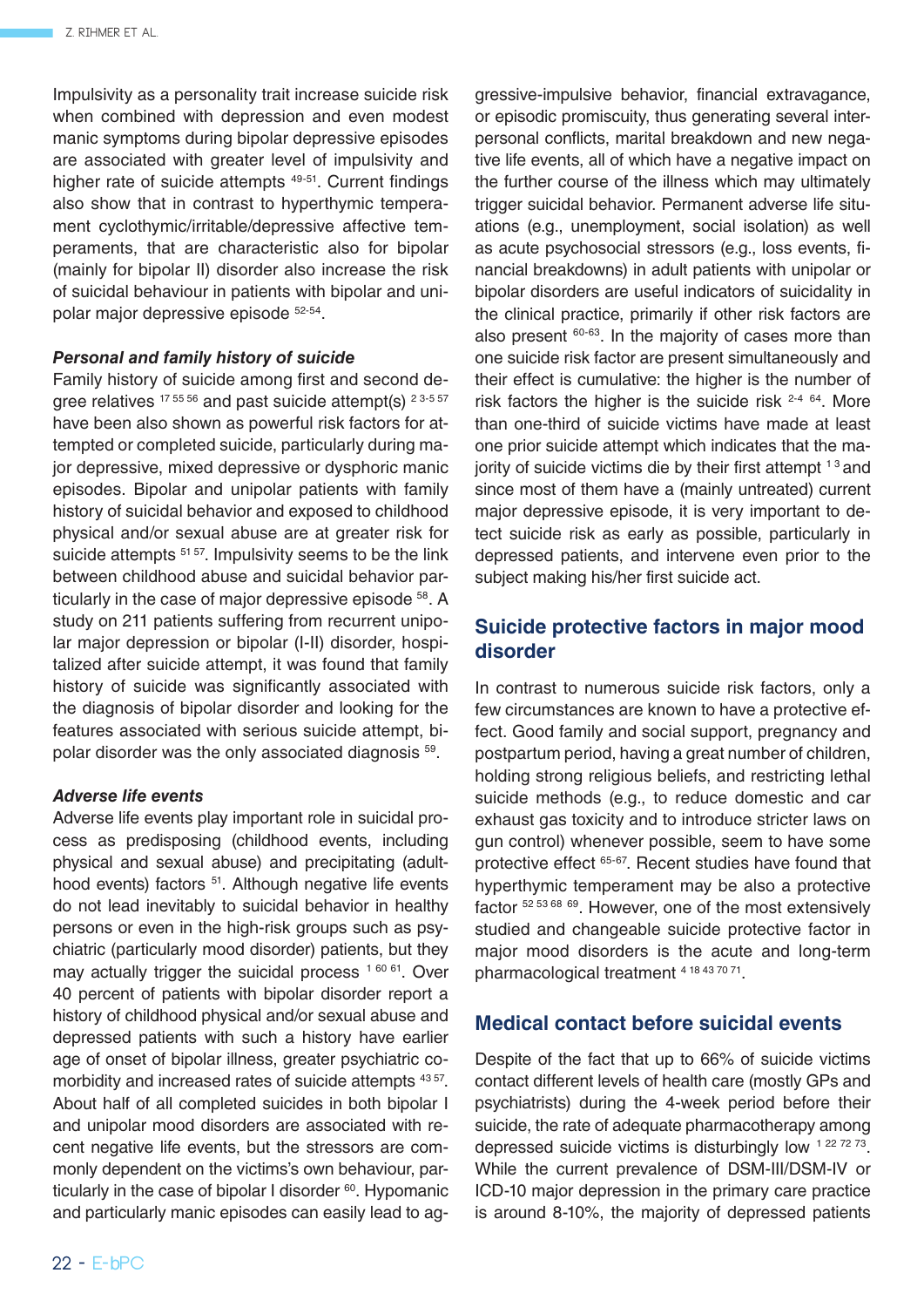Impulsivity as a personality trait increase suicide risk when combined with depression and even modest manic symptoms during bipolar depressive episodes are associated with greater level of impulsivity and higher rate of suicide attempts [49-51]. Current findings also show that in contrast to hyperthymic temperament cyclothymic/irritable/depressive affective temperaments, that are characteristic also for bipolar (mainly for bipolar II) disorder also increase the risk of suicidal behaviour in patients with bipolar and unipolar major depressive episode [52-54].

#### *Personal and family history of suicide*

Family history of suicide among first and second degree relatives [17 55 56] and past suicide attempt(s) [2 3-5 57] have been also shown as powerful risk factors for attempted or completed suicide, particularly during major depressive, mixed depressive or dysphoric manic episodes. Bipolar and unipolar patients with family history of suicidal behavior and exposed to childhood physical and/or sexual abuse are at greater risk for suicide attempts [51 57]. Impulsivity seems to be the link between childhood abuse and suicidal behavior particularly in the case of major depressive episode [58]. A study on 211 patients suffering from recurrent unipolar major depression or bipolar (I-II) disorder, hospitalized after suicide attempt, it was found that family history of suicide was significantly associated with the diagnosis of bipolar disorder and looking for the features associated with serious suicide attempt, bipolar disorder was the only associated diagnosis [59].

#### *Adverse life events*

Adverse life events play important role in suicidal process as predisposing (childhood events, including physical and sexual abuse) and precipitating (adulthood events) factors [51]. Although negative life events do not lead inevitably to suicidal behavior in healthy persons or even in the high-risk groups such as psychiatric (particularly mood disorder) patients, but they may actually trigger the suicidal process [1 60 61]. Over 40 percent of patients with bipolar disorder report a history of childhood physical and/or sexual abuse and depressed patients with such a history have earlier age of onset of bipolar illness, greater psychiatric comorbidity and increased rates of suicide attempts [43 57]. About half of all completed suicides in both bipolar I and unipolar mood disorders are associated with recent negative life events, but the stressors are commonly dependent on the victims's own behaviour, particularly in the case of bipolar I disorder [60]. Hypomanic and particularly manic episodes can easily lead to aggressive-impulsive behavior, financial extravagance, or episodic promiscuity, thus generating several interpersonal conflicts, marital breakdown and new negative life events, all of which have a negative impact on the further course of the illness which may ultimately trigger suicidal behavior. Permanent adverse life situations (e.g., unemployment, social isolation) as well as acute psychosocial stressors (e.g., loss events, financial breakdowns) in adult patients with unipolar or bipolar disorders are useful indicators of suicidality in the clinical practice, primarily if other risk factors are also present [60-63]. In the majority of cases more than one suicide risk factor are present simultaneously and their effect is cumulative: the higher is the number of risk factors the higher is the suicide risk [2-4 64]. More than one-third of suicide victims have made at least one prior suicide attempt which indicates that the majority of suicide victims die by their first attempt [1 3] and since most of them have a (mainly untreated) current major depressive episode, it is very important to detect suicide risk as early as possible, particularly in depressed patients, and intervene even prior to the subject making his/her first suicide act.

## Suicide protective factors in major mood disorder

In contrast to numerous suicide risk factors, only a few circumstances are known to have a protective effect. Good family and social support, pregnancy and postpartum period, having a great number of children, holding strong religious beliefs, and restricting lethal suicide methods (e.g., to reduce domestic and car exhaust gas toxicity and to introduce stricter laws on gun control) whenever possible, seem to have some protective effect [65-67]. Recent studies have found that hyperthymic temperament may be also a protective factor [52 53 68 69]. However, one of the most extensively studied and changeable suicide protective factor in major mood disorders is the acute and long-term pharmacological treatment [4 18 43 70 71].

## Medical contact before suicidal events

Despite of the fact that up to 66% of suicide victims contact different levels of health care (mostly GPs and psychiatrists) during the 4-week period before their suicide, the rate of adequate pharmacotherapy among depressed suicide victims is disturbingly low [1 22 72 73]. While the current prevalence of DSM-III/DSM-IV or ICD-10 major depression in the primary care practice is around 8-10%, the majority of depressed patients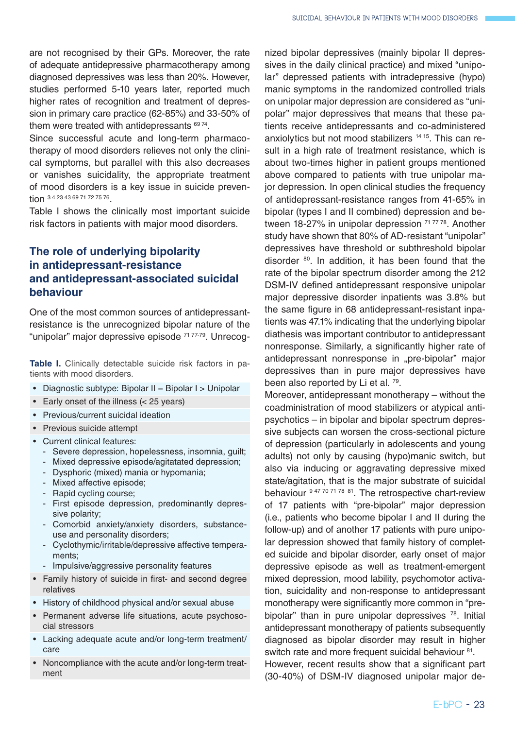are not recognised by their GPs. Moreover, the rate of adequate antidepressive pharmacotherapy among diagnosed depressives was less than 20%. However, studies performed 5-10 years later, reported much higher rates of recognition and treatment of depression in primary care practice (62-85%) and 33-50% of them were treated with antidepressants [69 74].

Since successful acute and long-term pharmacotherapy of mood disorders relieves not only the clinical symptoms, but parallel with this also decreases or vanishes suicidality, the appropriate treatment of mood disorders is a key issue in suicide prevention [3 4 23 43 69 71 72 75 76].

Table I shows the clinically most important suicide risk factors in patients with major mood disorders.

## The role of underlying bipolarity in antidepressant-resistance and antidepressant-associated suicidal behaviour

One of the most common sources of antidepressant-resistance is the unrecognized bipolar nature of the "unipolar" major depressive episode [71 77-79]. Unrecognized bipolar depressives (mainly bipolar II depressives in the daily clinical practice) and mixed "unipolar" depressed patients with intradepressive (hypo) manic symptoms in the randomized controlled trials on unipolar major depression are considered as "unipolar" major depressives that means that these patients receive antidepressants and co-administered anxiolytics but not mood stabilizers [14 15]. This can result in a high rate of treatment resistance, which is about two-times higher in patient groups mentioned above compared to patients with true unipolar major depression. In open clinical studies the frequency of antidepressant-resistance ranges from 41-65% in bipolar (types I and II combined) depression and between 18-27% in unipolar depression [71 77 78]. Another study have shown that 80% of AD-resistant "unipolar" depressives have threshold or subthreshold bipolar disorder [80]. In addition, it has been found that the rate of the bipolar spectrum disorder among the 212 DSM-IV defined antidepressant responsive unipolar major depressive disorder inpatients was 3.8% but the same figure in 68 antidepressant-resistant inpatients was 47.1% indicating that the underlying bipolar diathesis was important contributor to antidepressant nonresponse. Similarly, a significantly higher rate of antidepressant nonresponse in „pre-bipolar" major depressives than in pure major depressives have been also reported by Li et al. [79].

Moreover, antidepressant monotherapy – without the coadministration of mood stabilizers or atypical antipsychotics – in bipolar and bipolar spectrum depressive subjects can worsen the cross-sectional picture of depression (particularly in adolescents and young adults) not only by causing (hypo)manic switch, but also via inducing or aggravating depressive mixed state/agitation, that is the major substrate of suicidal behaviour [9 47 70 71 78 81]. The retrospective chart-review of 17 patients with "pre-bipolar" major depression (i.e., patients who become bipolar I and II during the follow-up) and of another 17 patients with pure unipolar depression showed that family history of completed suicide and bipolar disorder, early onset of major depressive episode as well as treatment-emergent mixed depression, mood lability, psychomotor activation, suicidality and non-response to antidepressant monotherapy were significantly more common in "pre-bipolar" than in pure unipolar depressives [78]. Initial antidepressant monotherapy of patients subsequently diagnosed as bipolar disorder may result in higher switch rate and more frequent suicidal behaviour [81].

However, recent results show that a significant part (30-40%) of DSM-IV diagnosed unipolar major de-

**Table I.** Clinically detectable suicide risk factors in patients with mood disorders.

- Diagnostic subtype: Bipolar II = Bipolar I > Unipolar
- Early onset of the illness (< 25 years)
- Previous/current suicidal ideation
- Previous suicide attempt
- Current clinical features:
  - Severe depression, hopelessness, insomnia, guilt;
  - Mixed depressive episode/agitatated depression;
  - Dysphoric (mixed) mania or hypomania;
  - Mixed affective episode;
  - Rapid cycling course;
  - First episode depression, predominantly depressive polarity;
  - Comorbid anxiety/anxiety disorders, substance-use and personality disorders;
  - Cyclothymic/irritable/depressive affective temperaments;
  - Impulsive/aggressive personality features
- Family history of suicide in first- and second degree relatives
- History of childhood physical and/or sexual abuse
- Permanent adverse life situations, acute psychosocial stressors
- Lacking adequate acute and/or long-term treatment/care
- Noncompliance with the acute and/or long-term treatment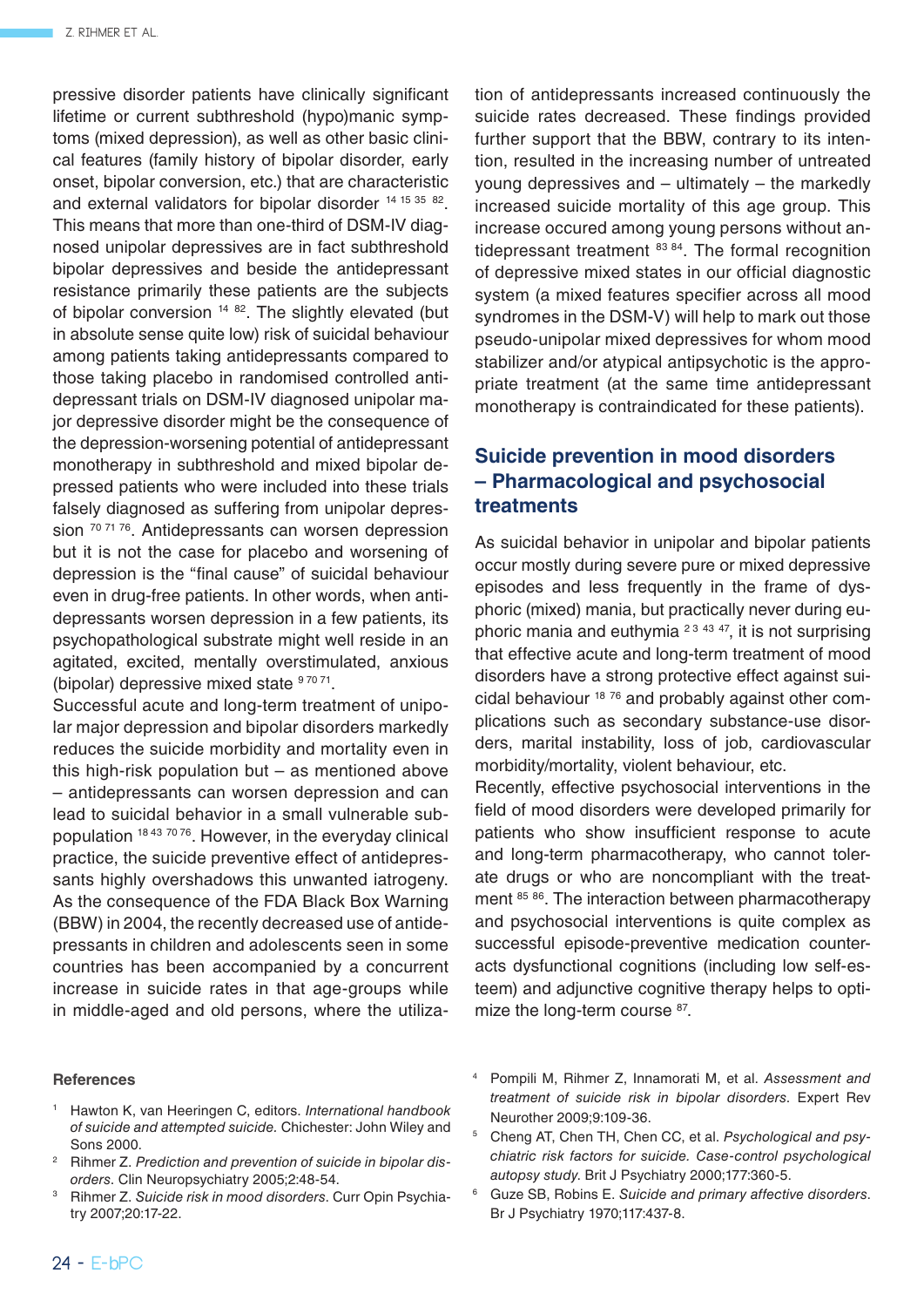pressive disorder patients have clinically significant lifetime or current subthreshold (hypo)manic symptoms (mixed depression), as well as other basic clinical features (family history of bipolar disorder, early onset, bipolar conversion, etc.) that are characteristic and external validators for bipolar disorder [14 15 35 82]. This means that more than one-third of DSM-IV diagnosed unipolar depressives are in fact subthreshold bipolar depressives and beside the antidepressant resistance primarily these patients are the subjects of bipolar conversion [14 82]. The slightly elevated (but in absolute sense quite low) risk of suicidal behaviour among patients taking antidepressants compared to those taking placebo in randomised controlled antidepressant trials on DSM-IV diagnosed unipolar major depressive disorder might be the consequence of the depression-worsening potential of antidepressant monotherapy in subthreshold and mixed bipolar depressed patients who were included into these trials falsely diagnosed as suffering from unipolar depression [70 71 76]. Antidepressants can worsen depression but it is not the case for placebo and worsening of depression is the "final cause" of suicidal behaviour even in drug-free patients. In other words, when antidepressants worsen depression in a few patients, its psychopathological substrate might well reside in an agitated, excited, mentally overstimulated, anxious (bipolar) depressive mixed state [9 70 71].

Successful acute and long-term treatment of unipolar major depression and bipolar disorders markedly reduces the suicide morbidity and mortality even in this high-risk population but – as mentioned above – antidepressants can worsen depression and can lead to suicidal behavior in a small vulnerable subpopulation [18 43 70 76]. However, in the everyday clinical practice, the suicide preventive effect of antidepressants highly overshadows this unwanted iatrogeny. As the consequence of the FDA Black Box Warning (BBW) in 2004, the recently decreased use of antidepressants in children and adolescents seen in some countries has been accompanied by a concurrent increase in suicide rates in that age-groups while in middle-aged and old persons, where the utilization of antidepressants increased continuously the suicide rates decreased. These findings provided further support that the BBW, contrary to its intention, resulted in the increasing number of untreated young depressives and – ultimately – the markedly increased suicide mortality of this age group. This increase occured among young persons without antidepressant treatment [83 84]. The formal recognition of depressive mixed states in our official diagnostic system (a mixed features specifier across all mood syndromes in the DSM-V) will help to mark out those pseudo-unipolar mixed depressives for whom mood stabilizer and/or atypical antipsychotic is the appropriate treatment (at the same time antidepressant monotherapy is contraindicated for these patients).

## Suicide prevention in mood disorders – Pharmacological and psychosocial treatments

As suicidal behavior in unipolar and bipolar patients occur mostly during severe pure or mixed depressive episodes and less frequently in the frame of dysphoric (mixed) mania, but practically never during euphoric mania and euthymia [2 3 43 47], it is not surprising that effective acute and long-term treatment of mood disorders have a strong protective effect against suicidal behaviour [18 76] and probably against other complications such as secondary substance-use disorders, marital instability, loss of job, cardiovascular morbidity/mortality, violent behaviour, etc.

Recently, effective psychosocial interventions in the field of mood disorders were developed primarily for patients who show insufficient response to acute and long-term pharmacotherapy, who cannot tolerate drugs or who are noncompliant with the treatment [85 86]. The interaction between pharmacotherapy and psychosocial interventions is quite complex as successful episode-preventive medication counteracts dysfunctional cognitions (including low self-esteem) and adjunctive cognitive therapy helps to optimize the long-term course [87].

### References

1. Hawton K, van Heeringen C, editors. *International handbook of suicide and attempted suicide*. Chichester: John Wiley and Sons 2000.
2. Rihmer Z. *Prediction and prevention of suicide in bipolar disorders*. Clin Neuropsychiatry 2005;2:48-54.
3. Rihmer Z. *Suicide risk in mood disorders*. Curr Opin Psychiatry 2007;20:17-22.
4. Pompili M, Rihmer Z, Innamorati M, et al. *Assessment and treatment of suicide risk in bipolar disorders*. Expert Rev Neurother 2009;9:109-36.
5. Cheng AT, Chen TH, Chen CC, et al. *Psychological and psychiatric risk factors for suicide. Case-control psychological autopsy study*. Brit J Psychiatry 2000;177:360-5.
6. Guze SB, Robins E. *Suicide and primary affective disorders*. Br J Psychiatry 1970;117:437-8.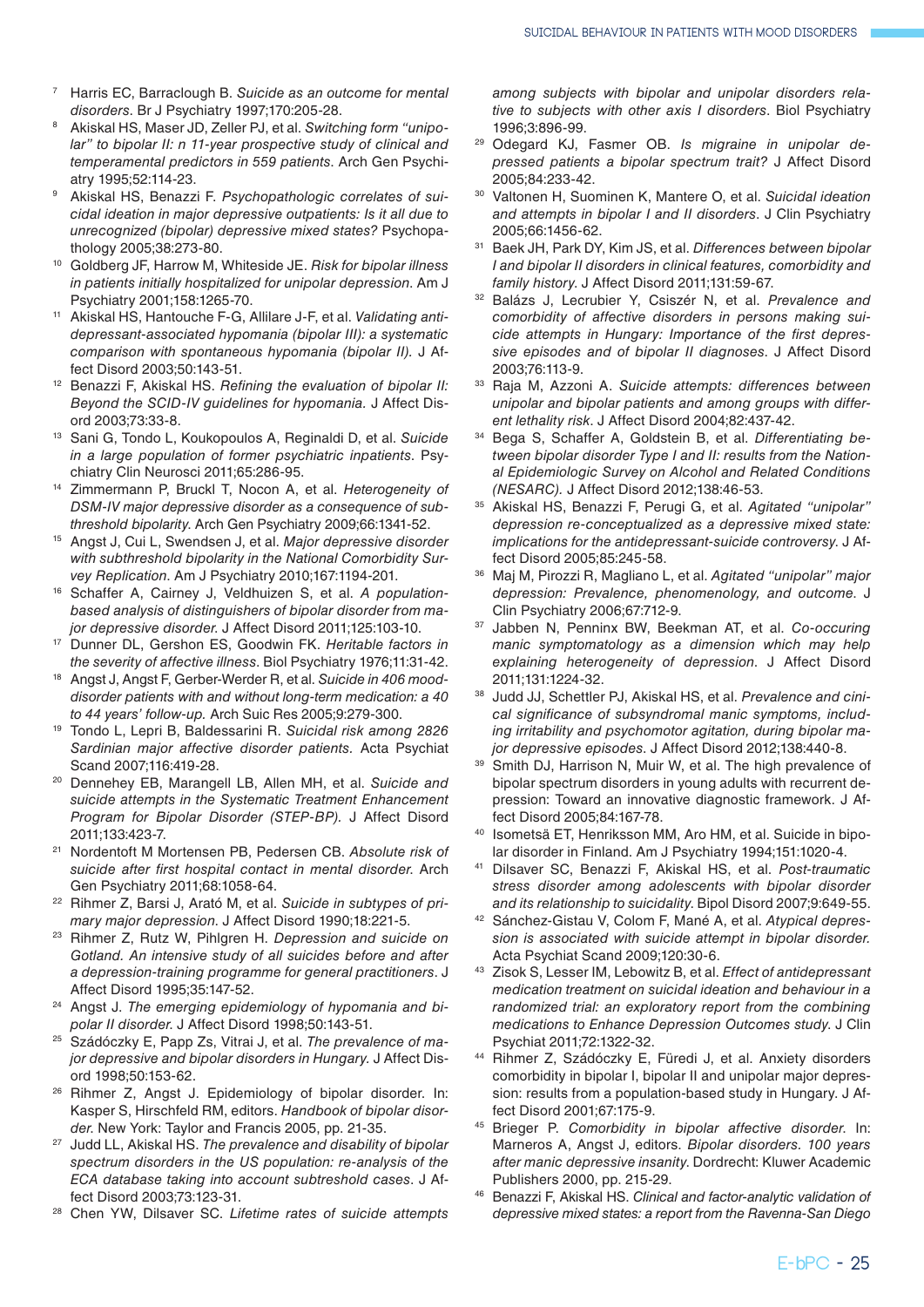7. Harris EC, Barraclough B. *Suicide as an outcome for mental disorders*. Br J Psychiatry 1997;170:205-28.
8. Akiskal HS, Maser JD, Zeller PJ, et al. *Switching form "unipolar" to bipolar II: n 11-year prospective study of clinical and temperamental predictors in 559 patients*. Arch Gen Psychiatry 1995;52:114-23.
9. Akiskal HS, Benazzi F. *Psychopathologic correlates of suicidal ideation in major depressive outpatients: Is it all due to unrecognized (bipolar) depressive mixed states?* Psychopathology 2005;38:273-80.
10. Goldberg JF, Harrow M, Whiteside JE. *Risk for bipolar illness in patients initially hospitalized for unipolar depression*. Am J Psychiatry 2001;158:1265-70.
11. Akiskal HS, Hantouche F-G, Allilare J-F, et al. *Validating antidepressant-associated hypomania (bipolar III): a systematic comparison with spontaneous hypomania (bipolar II)*. J Affect Disord 2003;50:143-51.
12. Benazzi F, Akiskal HS. *Refining the evaluation of bipolar II: Beyond the SCID-IV guidelines for hypomania*. J Affect Disord 2003;73:33-8.
13. Sani G, Tondo L, Koukopoulos A, Reginaldi D, et al. *Suicide in a large population of former psychiatric inpatients*. Psychiatry Clin Neurosci 2011;65:286-95.
14. Zimmermann P, Bruckl T, Nocon A, et al. *Heterogeneity of DSM-IV major depressive disorder as a consequence of subthreshold bipolarity*. Arch Gen Psychiatry 2009;66:1341-52.
15. Angst J, Cui L, Swendsen J, et al. *Major depressive disorder with subthreshold bipolarity in the National Comorbidity Survey Replication*. Am J Psychiatry 2010;167:1194-201.
16. Schaffer A, Cairney J, Veldhuizen S, et al. *A population-based analysis of distinguishers of bipolar disorder from major depressive disorder*. J Affect Disord 2011;125:103-10.
17. Dunner DL, Gershon ES, Goodwin FK. *Heritable factors in the severity of affective illness*. Biol Psychiatry 1976;11:31-42.
18. Angst J, Angst F, Gerber-Werder R, et al. *Suicide in 406 mood-disorder patients with and without long-term medication: a 40 to 44 years' follow-up*. Arch Suic Res 2005;9:279-300.
19. Tondo L, Lepri B, Baldessarini R. *Suicidal risk among 2826 Sardinian major affective disorder patients*. Acta Psychiat Scand 2007;116:419-28.
20. Dennehey EB, Marangell LB, Allen MH, et al. *Suicide and suicide attempts in the Systematic Treatment Enhancement Program for Bipolar Disorder (STEP-BP)*. J Affect Disord 2011;133:423-7.
21. Nordentoft M Mortensen PB, Pedersen CB. *Absolute risk of suicide after first hospital contact in mental disorder*. Arch Gen Psychiatry 2011;68:1058-64.
22. Rihmer Z, Barsi J, Arató M, et al. *Suicide in subtypes of primary major depression*. J Affect Disord 1990;18:221-5.
23. Rihmer Z, Rutz W, Pihlgren H. *Depression and suicide on Gotland. An intensive study of all suicides before and after a depression-training programme for general practitioners*. J Affect Disord 1995;35:147-52.
24. Angst J. *The emerging epidemiology of hypomania and bipolar II disorder*. J Affect Disord 1998;50:143-51.
25. Szádóczky E, Papp Zs, Vitrai J, et al. *The prevalence of major depressive and bipolar disorders in Hungary*. J Affect Disord 1998;50:153-62.
26. Rihmer Z, Angst J. Epidemiology of bipolar disorder. In: Kasper S, Hirschfeld RM, editors. *Handbook of bipolar disorder*. New York: Taylor and Francis 2005, pp. 21-35.
27. Judd LL, Akiskal HS. *The prevalence and disability of bipolar spectrum disorders in the US population: re-analysis of the ECA database taking into account subtreshold cases*. J Affect Disord 2003;73:123-31.
28. Chen YW, Dilsaver SC. *Lifetime rates of suicide attempts among subjects with bipolar and unipolar disorders relative to subjects with other axis I disorders*. Biol Psychiatry 1996;3:896-99.
29. Odegard KJ, Fasmer OB. *Is migraine in unipolar depressed patients a bipolar spectrum trait?* J Affect Disord 2005;84:233-42.
30. Valtonen H, Suominen K, Mantere O, et al. *Suicidal ideation and attempts in bipolar I and II disorders*. J Clin Psychiatry 2005;66:1456-62.
31. Baek JH, Park DY, Kim JS, et al. *Differences between bipolar I and bipolar II disorders in clinical features, comorbidity and family history*. J Affect Disord 2011;131:59-67.
32. Balázs J, Lecrubier Y, Csiszér N, et al. *Prevalence and comorbidity of affective disorders in persons making suicide attempts in Hungary: Importance of the first depressive episodes and of bipolar II diagnoses*. J Affect Disord 2003;76:113-9.
33. Raja M, Azzoni A. *Suicide attempts: differences between unipolar and bipolar patients and among groups with different lethality risk*. J Affect Disord 2004;82:437-42.
34. Bega S, Schaffer A, Goldstein B, et al. *Differentiating between bipolar disorder Type I and II: results from the National Epidemiologic Survey on Alcohol and Related Conditions (NESARC)*. J Affect Disord 2012;138:46-53.
35. Akiskal HS, Benazzi F, Perugi G, et al. *Agitated "unipolar" depression re-conceptualized as a depressive mixed state: implications for the antidepressant-suicide controversy*. J Affect Disord 2005;85:245-58.
36. Maj M, Pirozzi R, Magliano L, et al. *Agitated "unipolar" major depression: Prevalence, phenomenology, and outcome*. J Clin Psychiatry 2006;67:712-9.
37. Jabben N, Penninx BW, Beekman AT, et al. *Co-occuring manic symptomatology as a dimension which may help explaining heterogeneity of depression*. J Affect Disord 2011;131:1224-32.
38. Judd JJ, Schettler PJ, Akiskal HS, et al. *Prevalence and cinical significance of subsyndromal manic symptoms, including irritability and psychomotor agitation, during bipolar major depressive episodes*. J Affect Disord 2012;138:440-8.
39. Smith DJ, Harrison N, Muir W, et al. The high prevalence of bipolar spectrum disorders in young adults with recurrent depression: Toward an innovative diagnostic framework. J Affect Disord 2005;84:167-78.
40. Isometsä ET, Henriksson MM, Aro HM, et al. Suicide in bipolar disorder in Finland. Am J Psychiatry 1994;151:1020-4.
41. Dilsaver SC, Benazzi F, Akiskal HS, et al. *Post-traumatic stress disorder among adolescents with bipolar disorder and its relationship to suicidality*. Bipol Disord 2007;9:649-55.
42. Sánchez-Gistau V, Colom F, Mané A, et al. *Atypical depression is associated with suicide attempt in bipolar disorder*. Acta Psychiat Scand 2009;120:30-6.
43. Zisok S, Lesser IM, Lebowitz B, et al. *Effect of antidepressant medication treatment on suicidal ideation and behaviour in a randomized trial: an exploratory report from the combining medications to Enhance Depression Outcomes study*. J Clin Psychiat 2011;72:1322-32.
44. Rihmer Z, Szádóczky E, Füredi J, et al. Anxiety disorders comorbidity in bipolar I, bipolar II and unipolar major depression: results from a population-based study in Hungary. J Affect Disord 2001;67:175-9.
45. Brieger P. *Comorbidity in bipolar affective disorder*. In: Marneros A, Angst J, editors. *Bipolar disorders. 100 years after manic depressive insanity*. Dordrecht: Kluwer Academic Publishers 2000, pp. 215-29.
46. Benazzi F, Akiskal HS. *Clinical and factor-analytic validation of depressive mixed states: a report from the Ravenna-San Diego*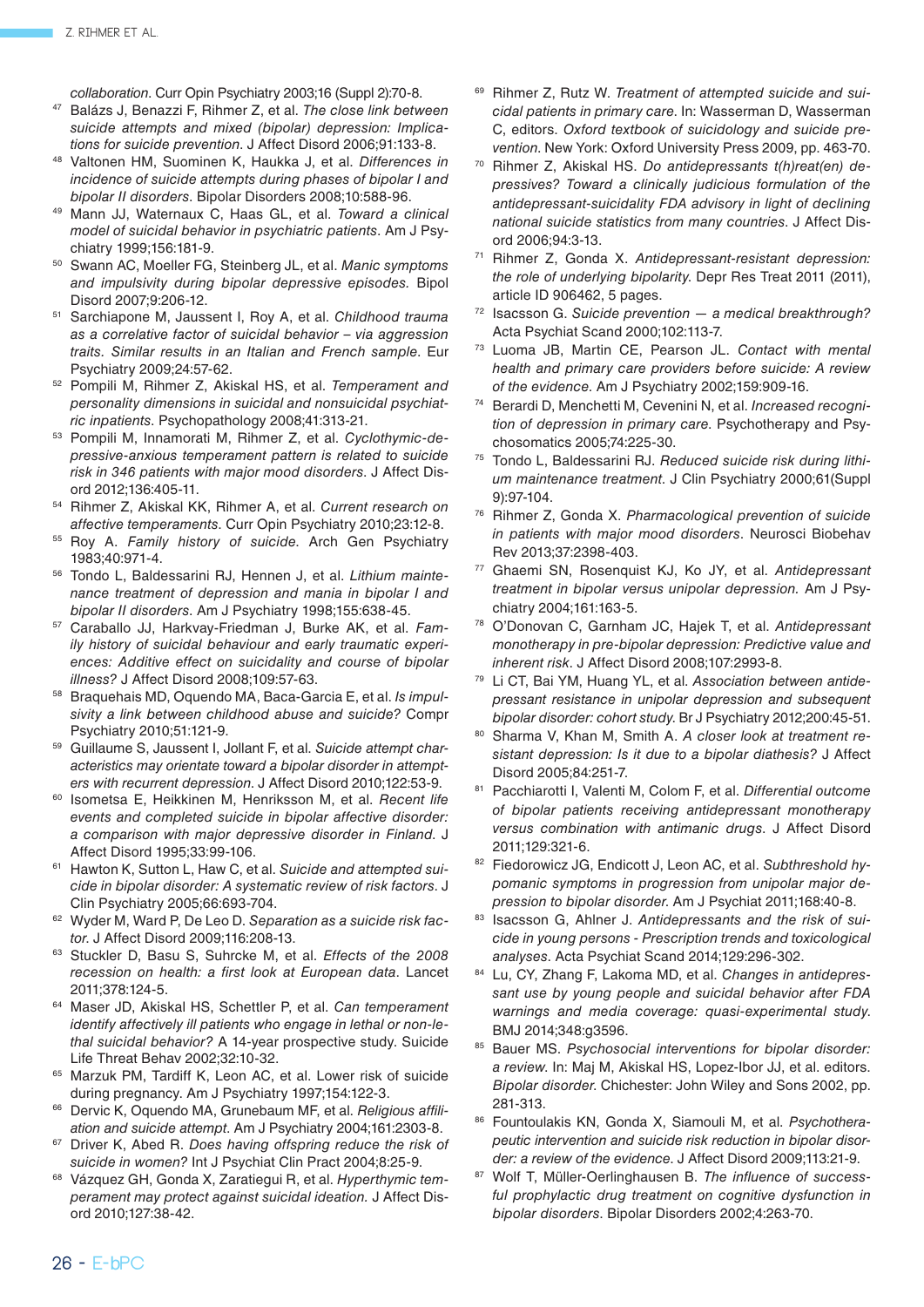*collaboration*. Curr Opin Psychiatry 2003;16 (Suppl 2):70-8.

47. Balázs J, Benazzi F, Rihmer Z, et al. *The close link between suicide attempts and mixed (bipolar) depression: Implications for suicide prevention*. J Affect Disord 2006;91:133-8.
48. Valtonen HM, Suominen K, Haukka J, et al. *Differences in incidence of suicide attempts during phases of bipolar I and bipolar II disorders*. Bipolar Disorders 2008;10:588-96.
49. Mann JJ, Waternaux C, Haas GL, et al. *Toward a clinical model of suicidal behavior in psychiatric patients*. Am J Psychiatry 1999;156:181-9.
50. Swann AC, Moeller FG, Steinberg JL, et al. *Manic symptoms and impulsivity during bipolar depressive episodes*. Bipol Disord 2007;9:206-12.
51. Sarchiapone M, Jaussent I, Roy A, et al. *Childhood trauma as a correlative factor of suicidal behavior – via aggression traits. Similar results in an Italian and French sample*. Eur Psychiatry 2009;24:57-62.
52. Pompili M, Rihmer Z, Akiskal HS, et al. *Temperament and personality dimensions in suicidal and nonsuicidal psychiatric inpatients*. Psychopathology 2008;41:313-21.
53. Pompili M, Innamorati M, Rihmer Z, et al. *Cyclothymic-depressive-anxious temperament pattern is related to suicide risk in 346 patients with major mood disorders*. J Affect Disord 2012;136:405-11.
54. Rihmer Z, Akiskal KK, Rihmer A, et al. *Current research on affective temperaments*. Curr Opin Psychiatry 2010;23:12-8.
55. Roy A. *Family history of suicide*. Arch Gen Psychiatry 1983;40:971-4.
56. Tondo L, Baldessarini RJ, Hennen J, et al. *Lithium maintenance treatment of depression and mania in bipolar I and bipolar II disorders*. Am J Psychiatry 1998;155:638-45.
57. Caraballo JJ, Harkvay-Friedman J, Burke AK, et al. *Family history of suicidal behaviour and early traumatic experiences: Additive effect on suicidality and course of bipolar illness?* J Affect Disord 2008;109:57-63.
58. Braquehais MD, Oquendo MA, Baca-Garcia E, et al. *Is impulsivity a link between childhood abuse and suicide?* Compr Psychiatry 2010;51:121-9.
59. Guillaume S, Jaussent I, Jollant F, et al. *Suicide attempt characteristics may orientate toward a bipolar disorder in attempters with recurrent depression*. J Affect Disord 2010;122:53-9.
60. Isometsa E, Heikkinen M, Henriksson M, et al. *Recent life events and completed suicide in bipolar affective disorder: a comparison with major depressive disorder in Finland*. J Affect Disord 1995;33:99-106.
61. Hawton K, Sutton L, Haw C, et al. *Suicide and attempted suicide in bipolar disorder: A systematic review of risk factors*. J Clin Psychiatry 2005;66:693-704.
62. Wyder M, Ward P, De Leo D. *Separation as a suicide risk factor*. J Affect Disord 2009;116:208-13.
63. Stuckler D, Basu S, Suhrcke M, et al. *Effects of the 2008 recession on health: a first look at European data*. Lancet 2011;378:124-5.
64. Maser JD, Akiskal HS, Schettler P, et al. *Can temperament identify affectively ill patients who engage in lethal or non-lethal suicidal behavior?* A 14-year prospective study. Suicide Life Threat Behav 2002;32:10-32.
65. Marzuk PM, Tardiff K, Leon AC, et al. Lower risk of suicide during pregnancy. Am J Psychiatry 1997;154:122-3.
66. Dervic K, Oquendo MA, Grunebaum MF, et al. *Religious affiliation and suicide attempt*. Am J Psychiatry 2004;161:2303-8.
67. Driver K, Abed R. *Does having offspring reduce the risk of suicide in women?* Int J Psychiat Clin Pract 2004;8:25-9.
68. Vázquez GH, Gonda X, Zaratiegui R, et al. *Hyperthymic temperament may protect against suicidal ideation*. J Affect Disord 2010;127:38-42.
69. Rihmer Z, Rutz W. *Treatment of attempted suicide and suicidal patients in primary care*. In: Wasserman D, Wasserman C, editors. *Oxford textbook of suicidology and suicide prevention*. New York: Oxford University Press 2009, pp. 463-70.
70. Rihmer Z, Akiskal HS. *Do antidepressants t(h)reat(en) depressives? Toward a clinically judicious formulation of the antidepressant-suicidality FDA advisory in light of declining national suicide statistics from many countries*. J Affect Disord 2006;94:3-13.
71. Rihmer Z, Gonda X. *Antidepressant-resistant depression: the role of underlying bipolarity*. Depr Res Treat 2011 (2011), article ID 906462, 5 pages.
72. Isacsson G. *Suicide prevention — a medical breakthrough?* Acta Psychiat Scand 2000;102:113-7.
73. Luoma JB, Martin CE, Pearson JL. *Contact with mental health and primary care providers before suicide: A review of the evidence*. Am J Psychiatry 2002;159:909-16.
74. Berardi D, Menchetti M, Cevenini N, et al. *Increased recognition of depression in primary care*. Psychotherapy and Psychosomatics 2005;74:225-30.
75. Tondo L, Baldessarini RJ. *Reduced suicide risk during lithium maintenance treatment*. J Clin Psychiatry 2000;61(Suppl 9):97-104.
76. Rihmer Z, Gonda X. *Pharmacological prevention of suicide in patients with major mood disorders*. Neurosci Biobehav Rev 2013;37:2398-403.
77. Ghaemi SN, Rosenquist KJ, Ko JY, et al. *Antidepressant treatment in bipolar versus unipolar depression*. Am J Psychiatry 2004;161:163-5.
78. O'Donovan C, Garnham JC, Hajek T, et al. *Antidepressant monotherapy in pre-bipolar depression: Predictive value and inherent risk*. J Affect Disord 2008;107:2993-8.
79. Li CT, Bai YM, Huang YL, et al. *Association between antidepressant resistance in unipolar depression and subsequent bipolar disorder: cohort study*. Br J Psychiatry 2012;200:45-51.
80. Sharma V, Khan M, Smith A. *A closer look at treatment resistant depression: Is it due to a bipolar diathesis?* J Affect Disord 2005;84:251-7.
81. Pacchiarotti I, Valenti M, Colom F, et al. *Differential outcome of bipolar patients receiving antidepressant monotherapy versus combination with antimanic drugs*. J Affect Disord 2011;129:321-6.
82. Fiedorowicz JG, Endicott J, Leon AC, et al. *Subthreshold hypomanic symptoms in progression from unipolar major depression to bipolar disorder*. Am J Psychiat 2011;168:40-8.
83. Isacsson G, Ahlner J. *Antidepressants and the risk of suicide in young persons - Prescription trends and toxicological analyses*. Acta Psychiat Scand 2014;129:296-302.
84. Lu, CY, Zhang F, Lakoma MD, et al. *Changes in antidepressant use by young people and suicidal behavior after FDA warnings and media coverage: quasi-experimental study*. BMJ 2014;348:g3596.
85. Bauer MS. *Psychosocial interventions for bipolar disorder: a review*. In: Maj M, Akiskal HS, Lopez-Ibor JJ, et al. editors. *Bipolar disorder*. Chichester: John Wiley and Sons 2002, pp. 281-313.
86. Fountoulakis KN, Gonda X, Siamouli M, et al. *Psychotherapeutic intervention and suicide risk reduction in bipolar disorder: a review of the evidence*. J Affect Disord 2009;113:21-9.
87. Wolf T, Müller-Oerlinghausen B. *The influence of successful prophylactic drug treatment on cognitive dysfunction in bipolar disorders*. Bipolar Disorders 2002;4:263-70.